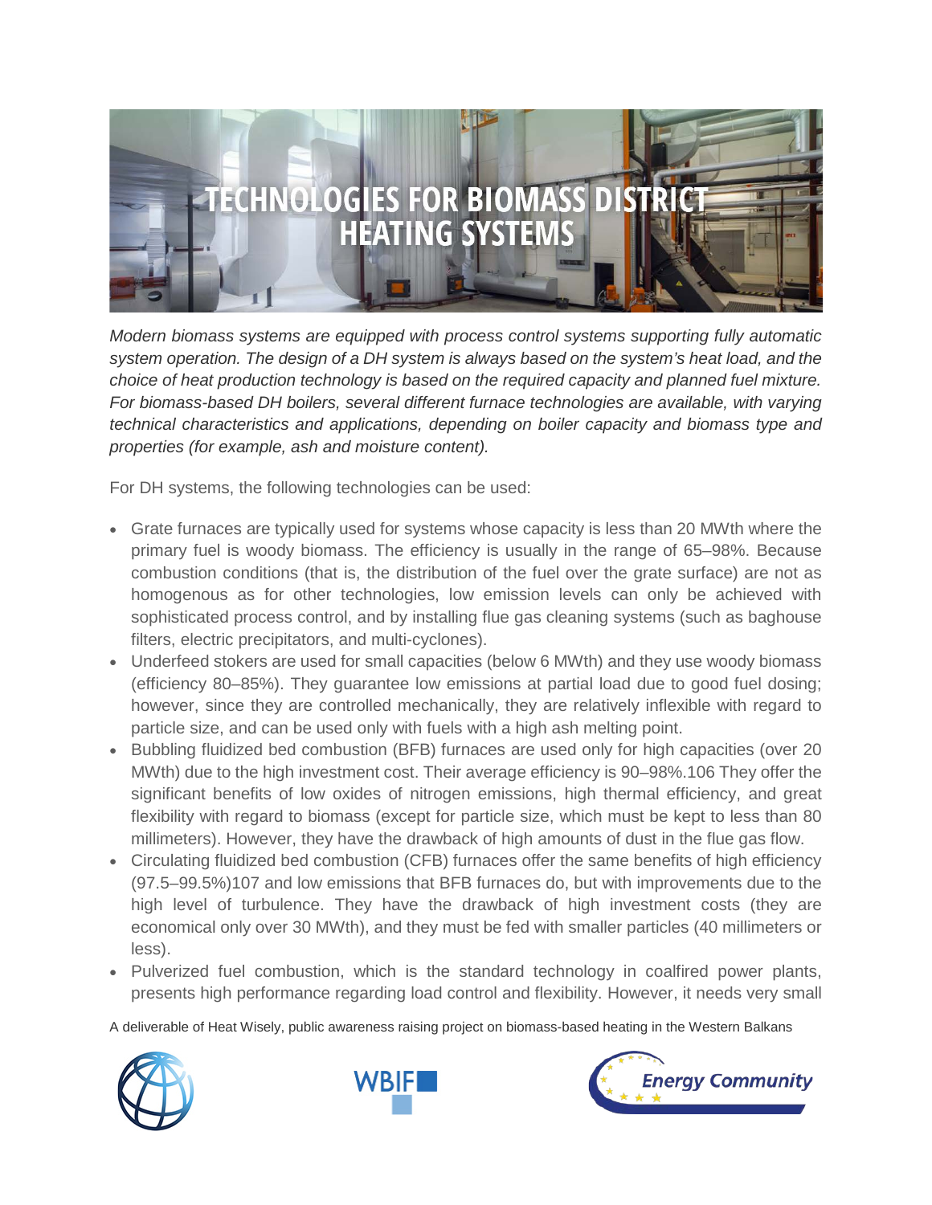# TECHNOLOGIES FOR BIOMASS DISTRICT HEATING SYSTEMS

*Modern biomass systems are equipped with process control systems supporting fully automatic system operation. The design of a DH system is always based on the system's heat load, and the choice of heat production technology is based on the required capacity and planned fuel mixture. For biomass-based DH boilers, several different furnace technologies are available, with varying technical characteristics and applications, depending on boiler capacity and biomass type and properties (for example, ash and moisture content).*

For DH systems, the following technologies can be used:

- Grate furnaces are typically used for systems whose capacity is less than 20 MWth where the primary fuel is woody biomass. The efficiency is usually in the range of 65–98%. Because combustion conditions (that is, the distribution of the fuel over the grate surface) are not as homogenous as for other technologies, low emission levels can only be achieved with sophisticated process control, and by installing flue gas cleaning systems (such as baghouse filters, electric precipitators, and multi-cyclones).
- Underfeed stokers are used for small capacities (below 6 MWth) and they use woody biomass (efficiency 80–85%). They guarantee low emissions at partial load due to good fuel dosing; however, since they are controlled mechanically, they are relatively inflexible with regard to particle size, and can be used only with fuels with a high ash melting point.
- Bubbling fluidized bed combustion (BFB) furnaces are used only for high capacities (over 20 MWth) due to the high investment cost. Their average efficiency is 90–98%.[106] They offer the significant benefits of low oxides of nitrogen emissions, high thermal efficiency, and great flexibility with regard to biomass (except for particle size, which must be kept to less than 80 millimeters). However, they have the drawback of high amounts of dust in the flue gas flow.
- Circulating fluidized bed combustion (CFB) furnaces offer the same benefits of high efficiency (97.5–99.5%)[107] and low emissions that BFB furnaces do, but with improvements due to the high level of turbulence. They have the drawback of high investment costs (they are economical only over 30 MWth), and they must be fed with smaller particles (40 millimeters or less).
- Pulverized fuel combustion, which is the standard technology in coalfired power plants, presents high performance regarding load control and flexibility. However, it needs very small

A deliverable of Heat Wisely, public awareness raising project on biomass-based heating in the Western Balkans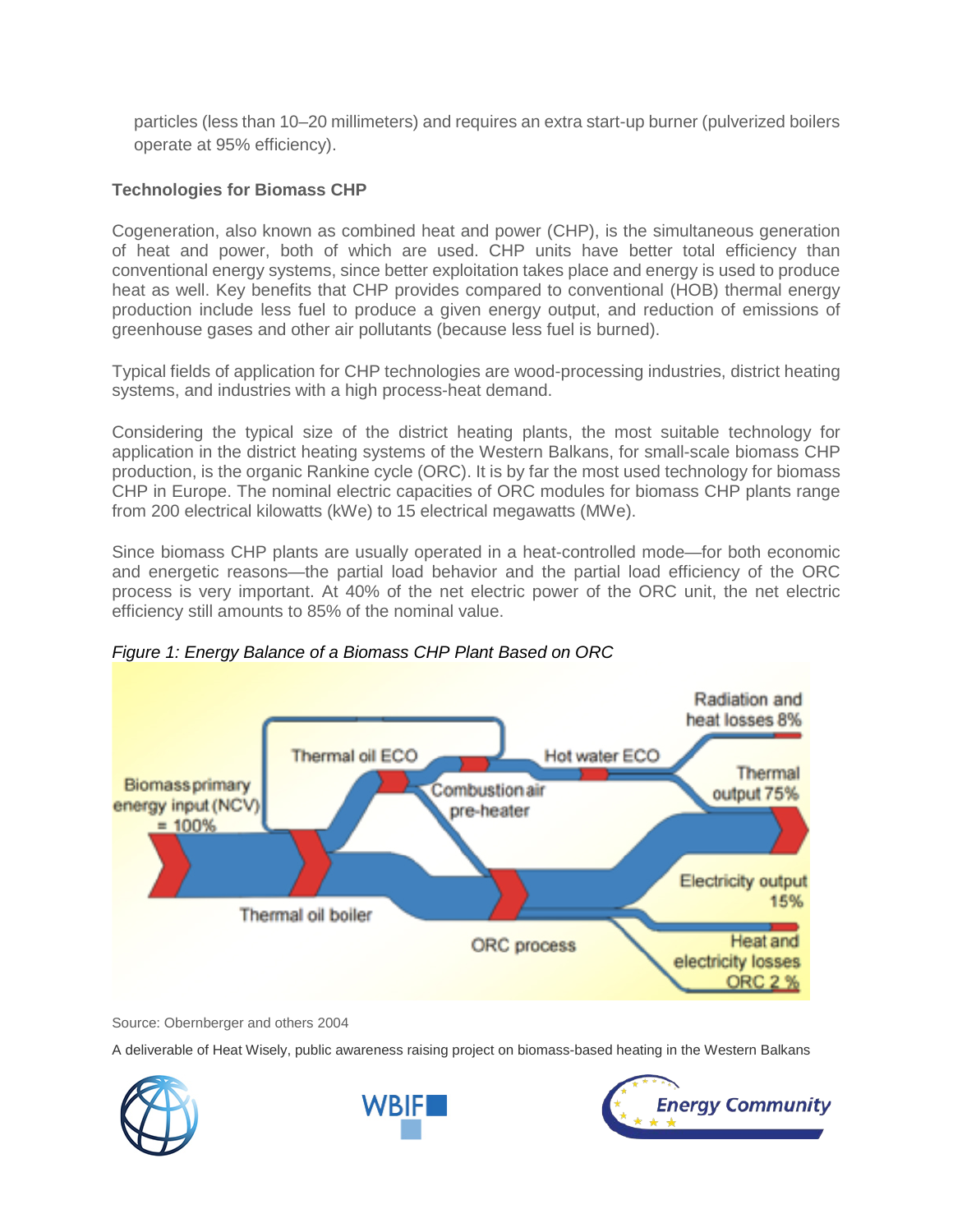particles (less than 10–20 millimeters) and requires an extra start-up burner (pulverized boilers operate at 95% efficiency).

**Technologies for Biomass CHP**

Cogeneration, also known as combined heat and power (CHP), is the simultaneous generation of heat and power, both of which are used. CHP units have better total efficiency than conventional energy systems, since better exploitation takes place and energy is used to produce heat as well. Key benefits that CHP provides compared to conventional (HOB) thermal energy production include less fuel to produce a given energy output, and reduction of emissions of greenhouse gases and other air pollutants (because less fuel is burned).

Typical fields of application for CHP technologies are wood-processing industries, district heating systems, and industries with a high process-heat demand.

Considering the typical size of the district heating plants, the most suitable technology for application in the district heating systems of the Western Balkans, for small-scale biomass CHP production, is the organic Rankine cycle (ORC). It is by far the most used technology for biomass CHP in Europe. The nominal electric capacities of ORC modules for biomass CHP plants range from 200 electrical kilowatts (kWe) to 15 electrical megawatts (MWe).

Since biomass CHP plants are usually operated in a heat-controlled mode—for both economic and energetic reasons—the partial load behavior and the partial load efficiency of the ORC process is very important. At 40% of the net electric power of the ORC unit, the net electric efficiency still amounts to 85% of the nominal value.

*Figure 1: Energy Balance of a Biomass CHP Plant Based on ORC*

Source: Obernberger and others 2004

A deliverable of Heat Wisely, public awareness raising project on biomass-based heating in the Western Balkans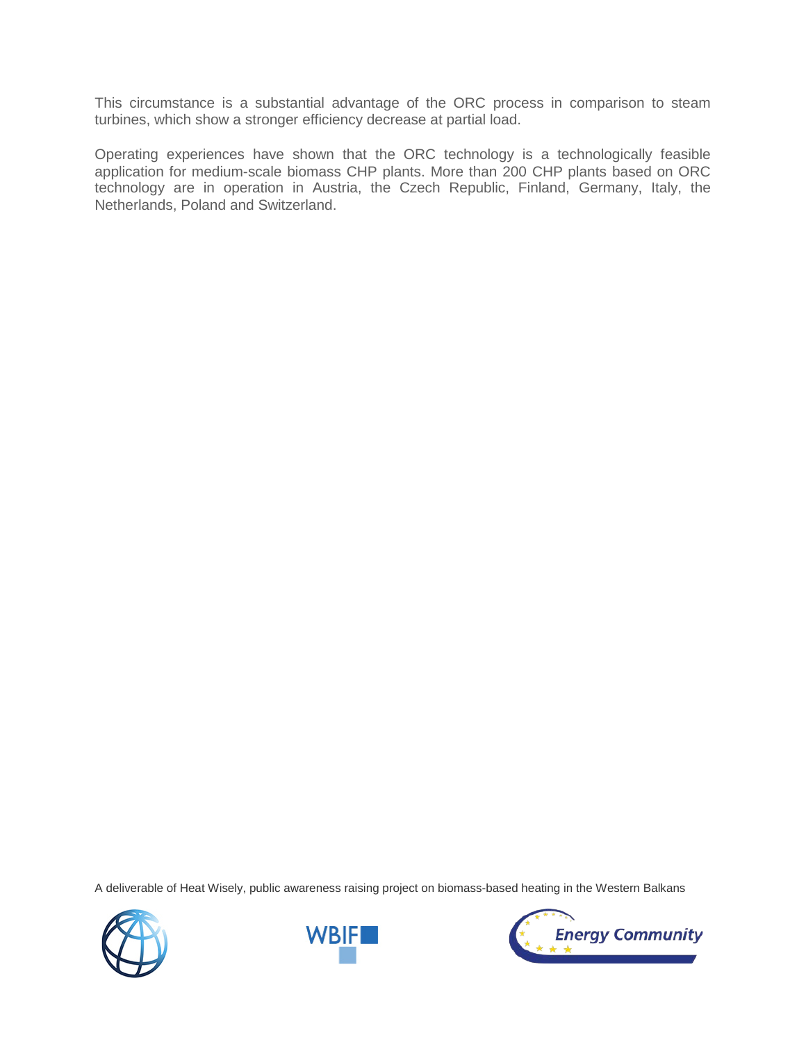This circumstance is a substantial advantage of the ORC process in comparison to steam turbines, which show a stronger efficiency decrease at partial load.

Operating experiences have shown that the ORC technology is a technologically feasible application for medium-scale biomass CHP plants. More than 200 CHP plants based on ORC technology are in operation in Austria, the Czech Republic, Finland, Germany, Italy, the Netherlands, Poland and Switzerland.